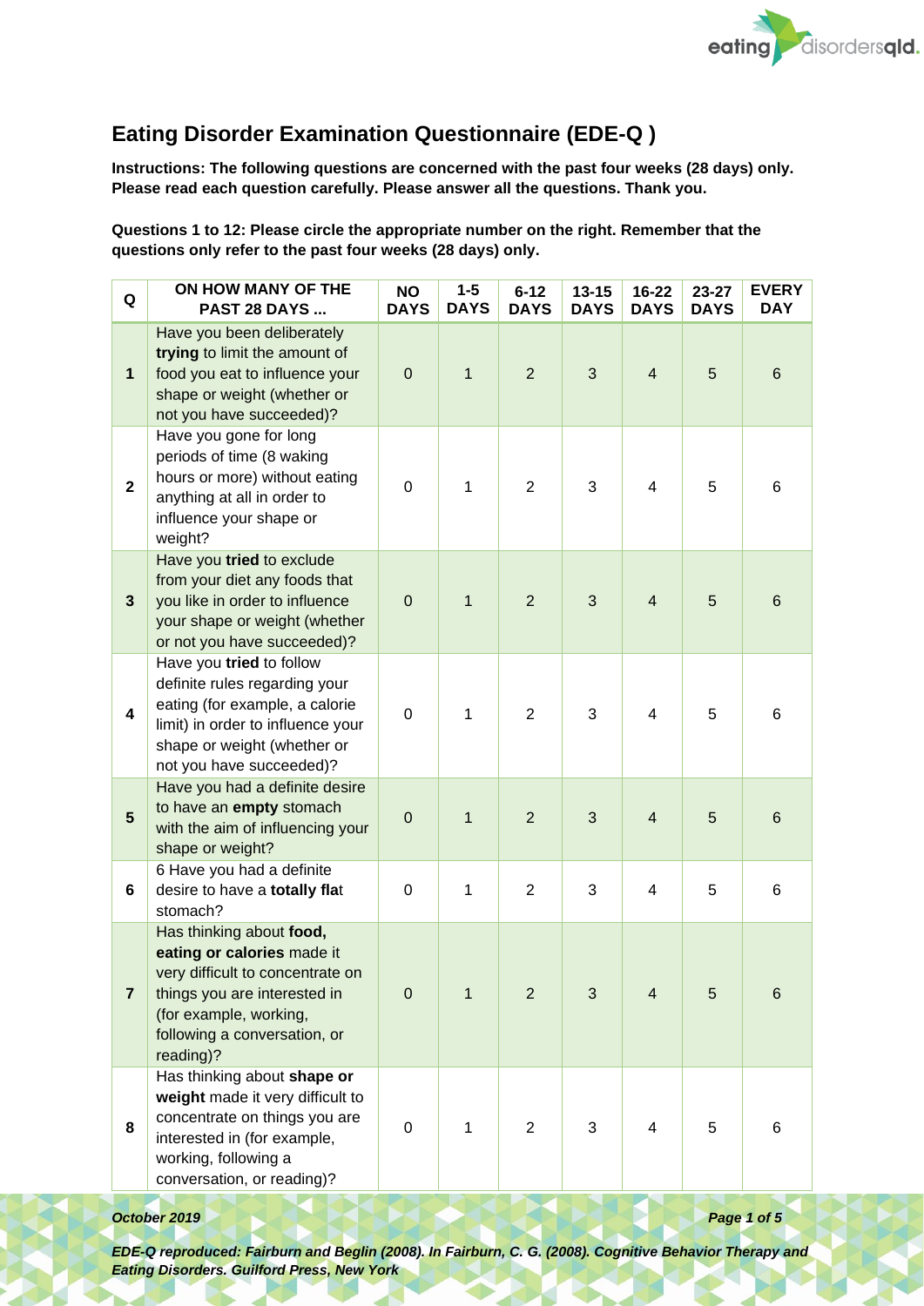# Eating Disorder Examination Questionnaire (EDE-Q )

**Instructions: The following questions are concerned with the past four weeks (28 days) only. Please read each question carefully. Please answer all the questions. Thank you.**

**Questions 1 to 12: Please circle the appropriate number on the right. Remember that the questions only refer to the past four weeks (28 days) only.**

| Q | ON HOW MANY OF THE PAST 28 DAYS ... | NO DAYS | 1-5 DAYS | 6-12 DAYS | 13-15 DAYS | 16-22 DAYS | 23-27 DAYS | EVERY DAY |
|---|---|---|---|---|---|---|---|---|
| **1** | Have you been deliberately **trying** to limit the amount of food you eat to influence your shape or weight (whether or not you have succeeded)? | 0 | 1 | 2 | 3 | 4 | 5 | 6 |
| **2** | Have you gone for long periods of time (8 waking hours or more) without eating anything at all in order to influence your shape or weight? | 0 | 1 | 2 | 3 | 4 | 5 | 6 |
| **3** | Have you **tried** to exclude from your diet any foods that you like in order to influence your shape or weight (whether or not you have succeeded)? | 0 | 1 | 2 | 3 | 4 | 5 | 6 |
| **4** | Have you **tried** to follow definite rules regarding your eating (for example, a calorie limit) in order to influence your shape or weight (whether or not you have succeeded)? | 0 | 1 | 2 | 3 | 4 | 5 | 6 |
| **5** | Have you had a definite desire to have an **empty** stomach with the aim of influencing your shape or weight? | 0 | 1 | 2 | 3 | 4 | 5 | 6 |
| **6** | 6 Have you had a definite desire to have a **totally fla**t stomach? | 0 | 1 | 2 | 3 | 4 | 5 | 6 |
| **7** | Has thinking about **food, eating or calories** made it very difficult to concentrate on things you are interested in (for example, working, following a conversation, or reading)? | 0 | 1 | 2 | 3 | 4 | 5 | 6 |
| **8** | Has thinking about **shape or weight** made it very difficult to concentrate on things you are interested in (for example, working, following a conversation, or reading)? | 0 | 1 | 2 | 3 | 4 | 5 | 6 |

*October 2019*

***EDE-Q reproduced: Fairburn and Beglin (2008). In Fairburn, C. G. (2008). Cognitive Behavior Therapy and Eating Disorders. Guilford Press, New York***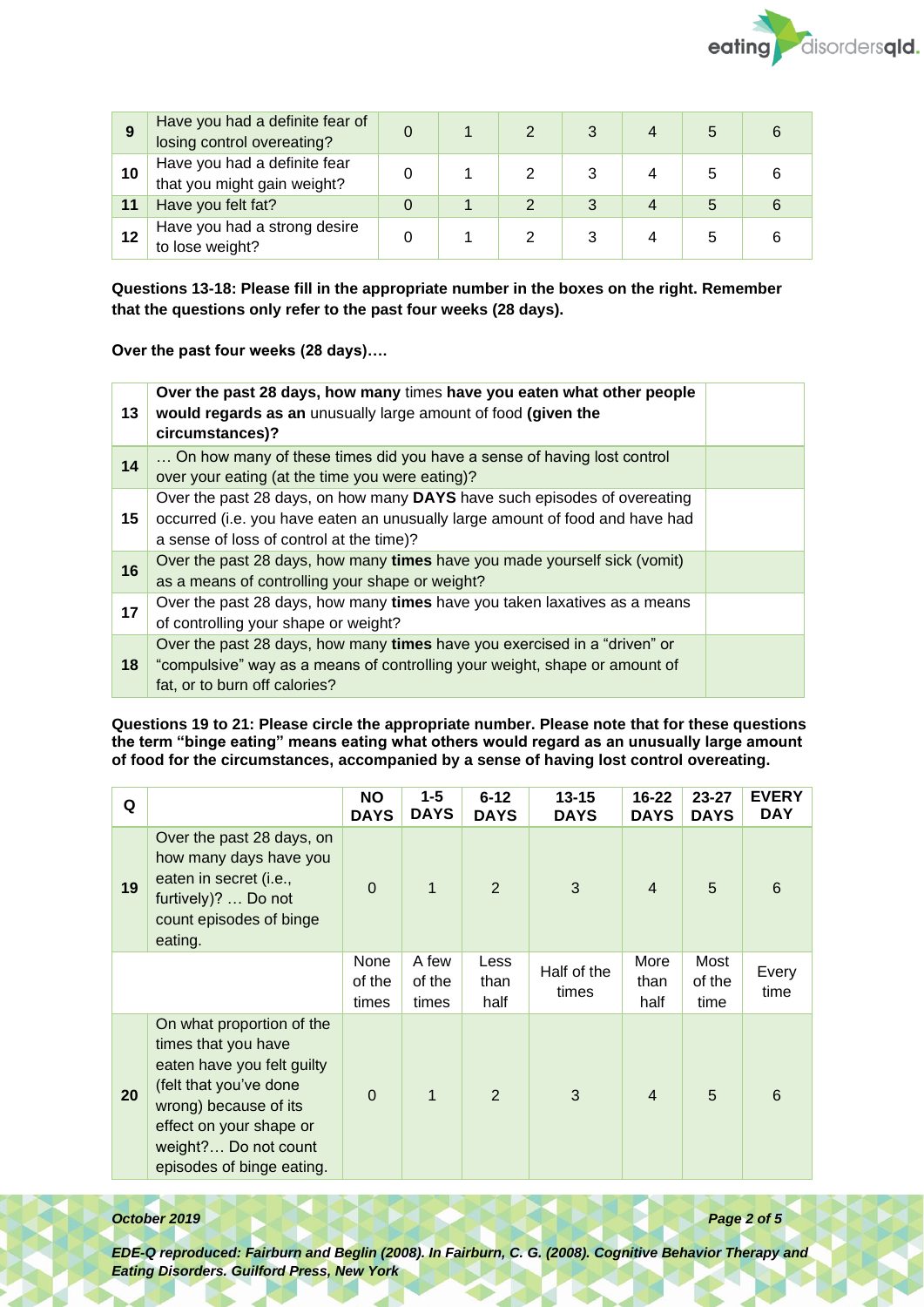| | | | | | | | | |
|---|---|---|---|---|---|---|---|---|
| **9** | Have you had a definite fear of losing control overeating? | 0 | 1 | 2 | 3 | 4 | 5 | 6 |
| **10** | Have you had a definite fear that you might gain weight? | 0 | 1 | 2 | 3 | 4 | 5 | 6 |
| **11** | Have you felt fat? | 0 | 1 | 2 | 3 | 4 | 5 | 6 |
| **12** | Have you had a strong desire to lose weight? | 0 | 1 | 2 | 3 | 4 | 5 | 6 |

**Questions 13-18: Please fill in the appropriate number in the boxes on the right. Remember that the questions only refer to the past four weeks (28 days).**

**Over the past four weeks (28 days)….**

| | | |
|---|---|---|
| **13** | **Over the past 28 days, how many** times **have you eaten what other people would regards as an** unusually large amount of food **(given the circumstances)?** | |
| **14** | … On how many of these times did you have a sense of having lost control over your eating (at the time you were eating)? | |
| **15** | Over the past 28 days, on how many **DAYS** have such episodes of overeating occurred (i.e. you have eaten an unusually large amount of food and have had a sense of loss of control at the time)? | |
| **16** | Over the past 28 days, how many **times** have you made yourself sick (vomit) as a means of controlling your shape or weight? | |
| **17** | Over the past 28 days, how many **times** have you taken laxatives as a means of controlling your shape or weight? | |
| **18** | Over the past 28 days, how many **times** have you exercised in a "driven" or "compulsive" way as a means of controlling your weight, shape or amount of fat, or to burn off calories? | |

**Questions 19 to 21: Please circle the appropriate number. Please note that for these questions the term "binge eating" means eating what others would regard as an unusually large amount of food for the circumstances, accompanied by a sense of having lost control overeating.**

| Q | | NO DAYS | 1-5 DAYS | 6-12 DAYS | 13-15 DAYS | 16-22 DAYS | 23-27 DAYS | EVERY DAY |
|---|---|---|---|---|---|---|---|---|
| **19** | Over the past 28 days, on how many days have you eaten in secret (i.e., furtively)? … Do not count episodes of binge eating. | 0 | 1 | 2 | 3 | 4 | 5 | 6 |
| | | None of the times | A few of the times | Less than half | Half of the times | More than half | Most of the time | Every time |
| **20** | On what proportion of the times that you have eaten have you felt guilty (felt that you've done wrong) because of its effect on your shape or weight?… Do not count episodes of binge eating. | 0 | 1 | 2 | 3 | 4 | 5 | 6 |

***October 2019***

***EDE-Q reproduced: Fairburn and Beglin (2008). In Fairburn, C. G. (2008). Cognitive Behavior Therapy and Eating Disorders. Guilford Press, New York***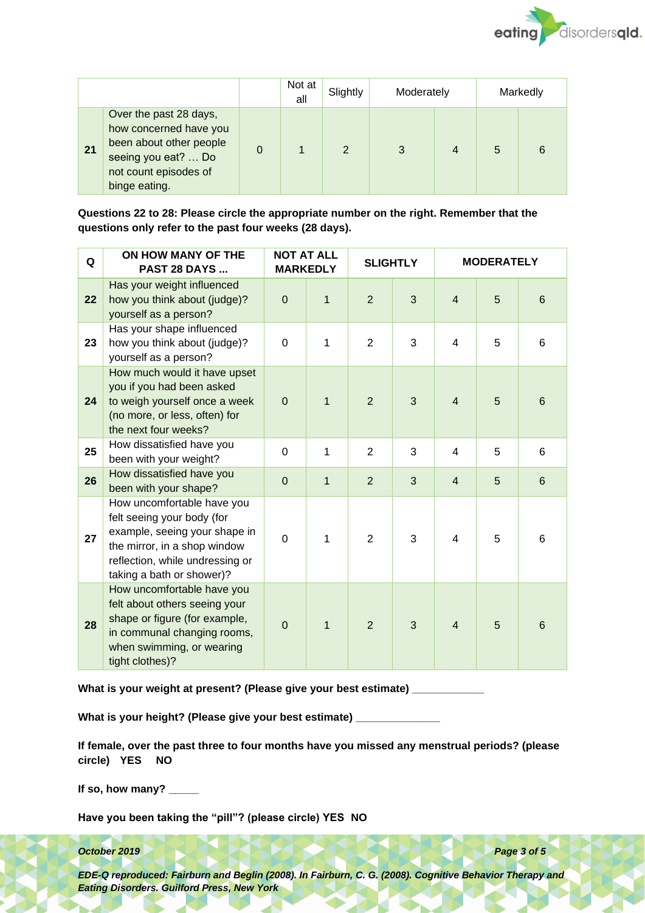| | | | Not at all | Slightly | Moderately | | Markedly | |
|---|---|---|---|---|---|---|---|---|
| **21** | Over the past 28 days, how concerned have you been about other people seeing you eat? … Do not count episodes of binge eating. | 0 | 1 | 2 | 3 | 4 | 5 | 6 |

**Questions 22 to 28: Please circle the appropriate number on the right. Remember that the questions only refer to the past four weeks (28 days).**

| Q | ON HOW MANY OF THE PAST 28 DAYS ... | NOT AT ALL MARKEDLY | | SLIGHTLY | | MODERATELY | | |
|---|---|---|---|---|---|---|---|---|
| **22** | Has your weight influenced how you think about (judge)? yourself as a person? | 0 | 1 | 2 | 3 | 4 | 5 | 6 |
| **23** | Has your shape influenced how you think about (judge)? yourself as a person? | 0 | 1 | 2 | 3 | 4 | 5 | 6 |
| **24** | How much would it have upset you if you had been asked to weigh yourself once a week (no more, or less, often) for the next four weeks? | 0 | 1 | 2 | 3 | 4 | 5 | 6 |
| **25** | How dissatisfied have you been with your weight? | 0 | 1 | 2 | 3 | 4 | 5 | 6 |
| **26** | How dissatisfied have you been with your shape? | 0 | 1 | 2 | 3 | 4 | 5 | 6 |
| **27** | How uncomfortable have you felt seeing your body (for example, seeing your shape in the mirror, in a shop window reflection, while undressing or taking a bath or shower)? | 0 | 1 | 2 | 3 | 4 | 5 | 6 |
| **28** | How uncomfortable have you felt about others seeing your shape or figure (for example, in communal changing rooms, when swimming, or wearing tight clothes)? | 0 | 1 | 2 | 3 | 4 | 5 | 6 |

**What is your weight at present? (Please give your best estimate)** ____________

**What is your height? (Please give your best estimate)** ______________

**If female, over the past three to four months have you missed any menstrual periods? (please circle) YES NO**

**If so, how many?** _____

**Have you been taking the "pill"? (please circle) YES NO**

***October 2019***

***EDE-Q reproduced: Fairburn and Beglin (2008). In Fairburn, C. G. (2008). Cognitive Behavior Therapy and Eating Disorders. Guilford Press, New York***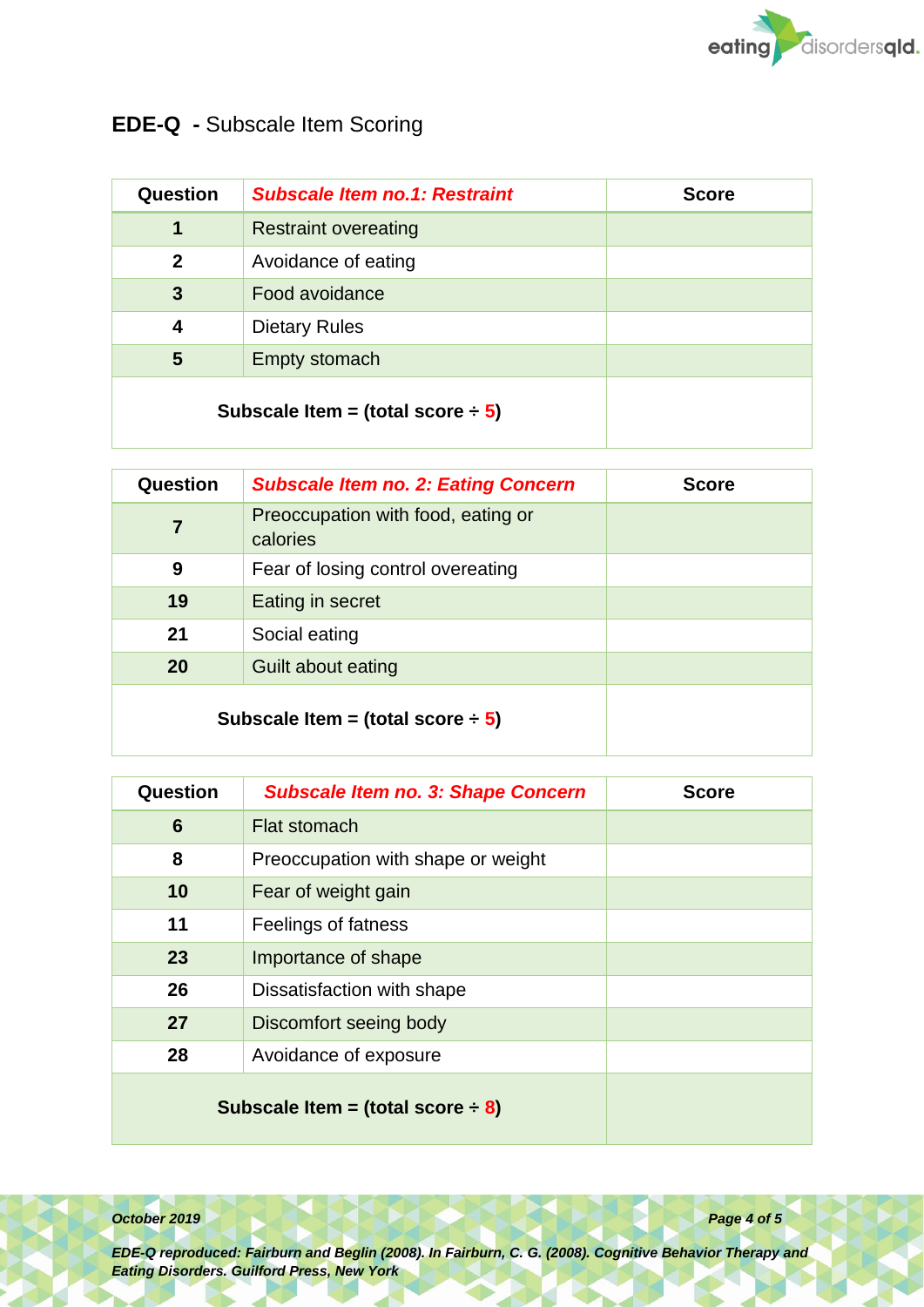## **EDE-Q - Subscale Item Scoring**

| Question | ***Subscale Item no.1: Restraint*** | Score |
|---|---|---|
| **1** | Restraint overeating | |
| **2** | Avoidance of eating | |
| **3** | Food avoidance | |
| **4** | Dietary Rules | |
| **5** | Empty stomach | |
| **Subscale Item = (total score ÷ 5)** | | |

| Question | ***Subscale Item no. 2: Eating Concern*** | Score |
|---|---|---|
| **7** | Preoccupation with food, eating or calories | |
| **9** | Fear of losing control overeating | |
| **19** | Eating in secret | |
| **21** | Social eating | |
| **20** | Guilt about eating | |
| **Subscale Item = (total score ÷ 5)** | | |

| Question | ***Subscale Item no. 3: Shape Concern*** | Score |
|---|---|---|
| **6** | Flat stomach | |
| **8** | Preoccupation with shape or weight | |
| **10** | Fear of weight gain | |
| **11** | Feelings of fatness | |
| **23** | Importance of shape | |
| **26** | Dissatisfaction with shape | |
| **27** | Discomfort seeing body | |
| **28** | Avoidance of exposure | |
| **Subscale Item = (total score ÷ 8)** | | |

***EDE-Q reproduced: Fairburn and Beglin (2008). In Fairburn, C. G. (2008). Cognitive Behavior Therapy and Eating Disorders. Guilford Press, New York***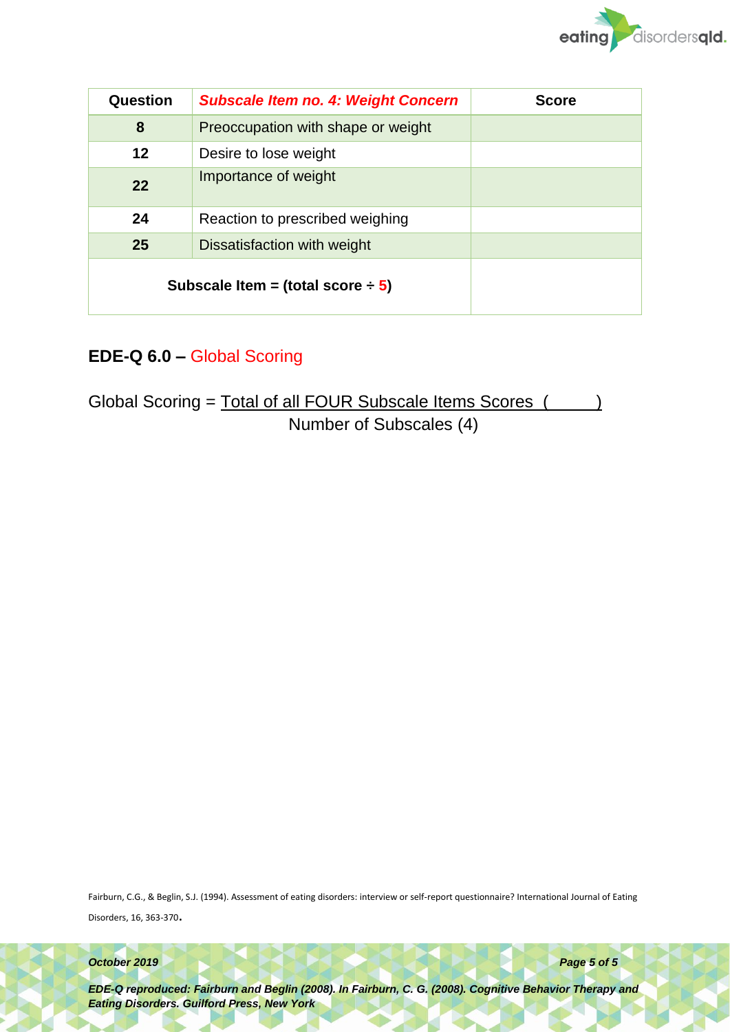| Question | ***Subscale Item no. 4: Weight Concern*** | Score |
|---|---|---|
| **8** | Preoccupation with shape or weight | |
| **12** | Desire to lose weight | |
| **22** | Importance of weight | |
| **24** | Reaction to prescribed weighing | |
| **25** | Dissatisfaction with weight | |
| **Subscale Item = (total score ÷ 5)** | | |

## EDE-Q 6.0 – Global Scoring

Global Scoring = Total of all FOUR Subscale Items Scores (      )
Number of Subscales (4)

Fairburn, C.G., & Beglin, S.J. (1994). Assessment of eating disorders: interview or self-report questionnaire? International Journal of Eating Disorders, 16, 363-370.

*EDE-Q reproduced: Fairburn and Beglin (2008). In Fairburn, C. G. (2008). Cognitive Behavior Therapy and Eating Disorders. Guilford Press, New York*